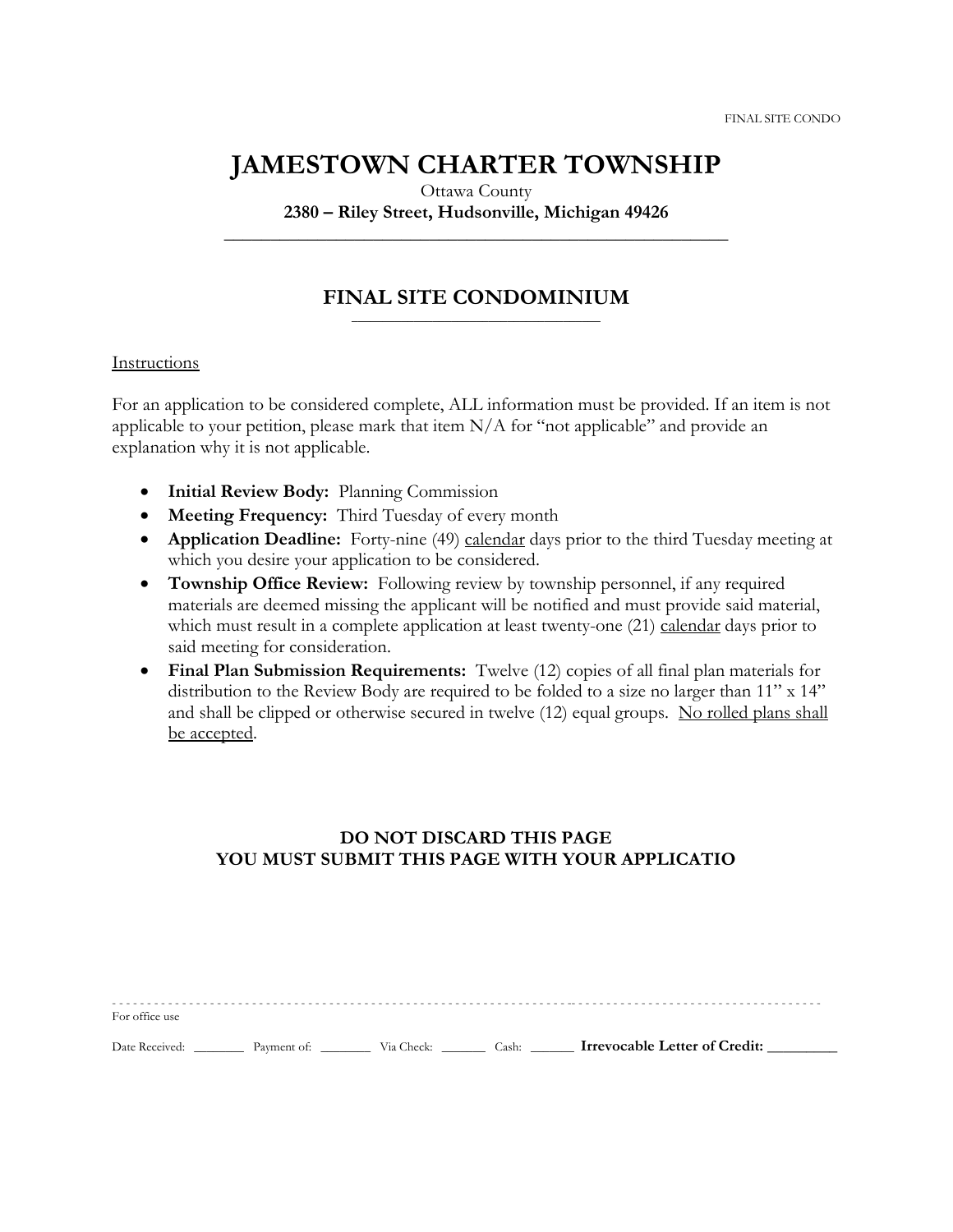FINAL SITE CONDO

# JAMESTOWN CHARTER TOWNSHIP

Ottawa County

**2380 – Riley Street, Hudsonville, Michigan 49426**

## FINAL SITE CONDOMINIUM

Instructions

For an application to be considered complete, ALL information must be provided. If an item is not applicable to your petition, please mark that item N/A for "not applicable" and provide an explanation why it is not applicable.

- **Initial Review Body:** Planning Commission
- **Meeting Frequency:** Third Tuesday of every month
- **Application Deadline:** Forty-nine (49) calendar days prior to the third Tuesday meeting at which you desire your application to be considered.
- **Township Office Review:** Following review by township personnel, if any required materials are deemed missing the applicant will be notified and must provide said material, which must result in a complete application at least twenty-one (21) calendar days prior to said meeting for consideration.
- **Final Plan Submission Requirements:** Twelve (12) copies of all final plan materials for distribution to the Review Body are required to be folded to a size no larger than 11" x 14" and shall be clipped or otherwise secured in twelve (12) equal groups. No rolled plans shall be accepted.

**DO NOT DISCARD THIS PAGE**
**YOU MUST SUBMIT THIS PAGE WITH YOUR APPLICATIO**

---

For office use

Date Received: ________ Payment of: ________ Via Check: ______ Cash: ______ **Irrevocable Letter of Credit: _________**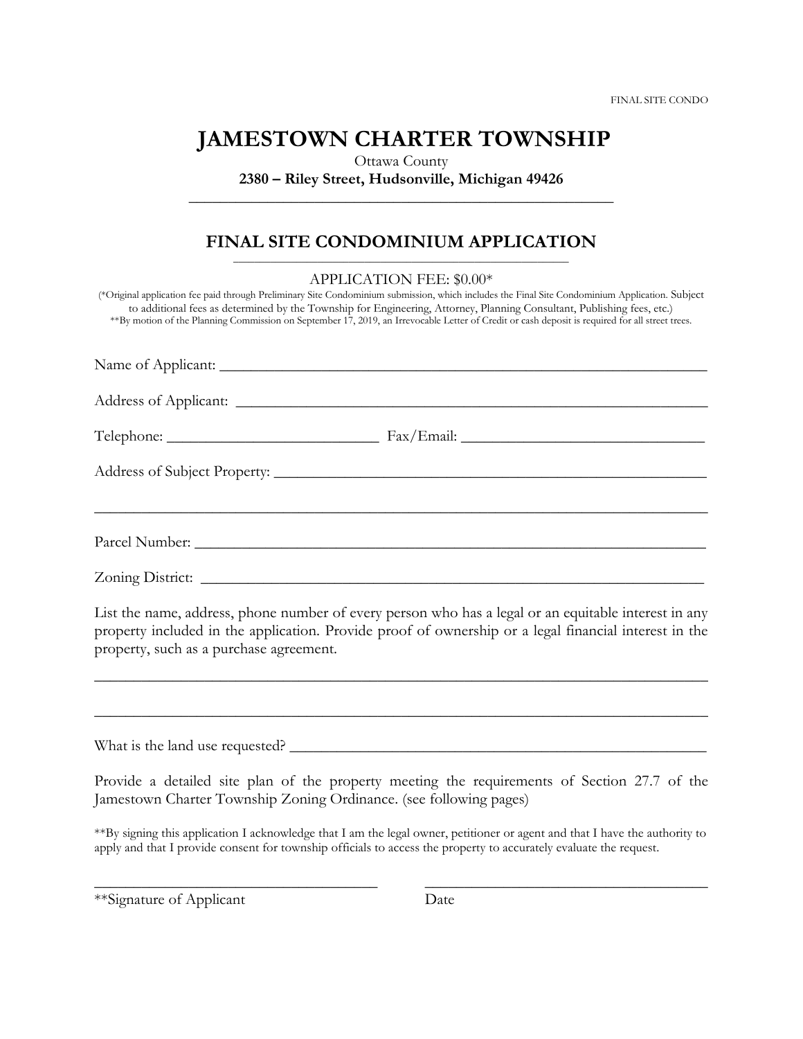FINAL SITE CONDO

# JAMESTOWN CHARTER TOWNSHIP

Ottawa County

**2380 – Riley Street, Hudsonville, Michigan 49426**

---

## FINAL SITE CONDOMINIUM APPLICATION

APPLICATION FEE: $0.00*

(*Original application fee paid through Preliminary Site Condominium submission, which includes the Final Site Condominium Application. Subject to additional fees as determined by the Township for Engineering, Attorney, Planning Consultant, Publishing fees, etc.)
**By motion of the Planning Commission on September 17, 2019, an Irrevocable Letter of Credit or cash deposit is required for all street trees.

Name of Applicant: ______________________________________________

Address of Applicant: ______________________________________________

Telephone: ____________________________ Fax/Email: ______________________________

Address of Subject Property: ______________________________________________

______________________________________________________________________

Parcel Number: ______________________________________________

Zoning District: ______________________________________________

List the name, address, phone number of every person who has a legal or an equitable interest in any property included in the application. Provide proof of ownership or a legal financial interest in the property, such as a purchase agreement.

______________________________________________________________________

______________________________________________________________________

What is the land use requested? ______________________________________________

Provide a detailed site plan of the property meeting the requirements of Section 27.7 of the Jamestown Charter Township Zoning Ordinance. (see following pages)

**By signing this application I acknowledge that I am the legal owner, petitioner or agent and that I have the authority to apply and that I provide consent for township officials to access the property to accurately evaluate the request.

______________________________ ______________________________

**Signature of Applicant Date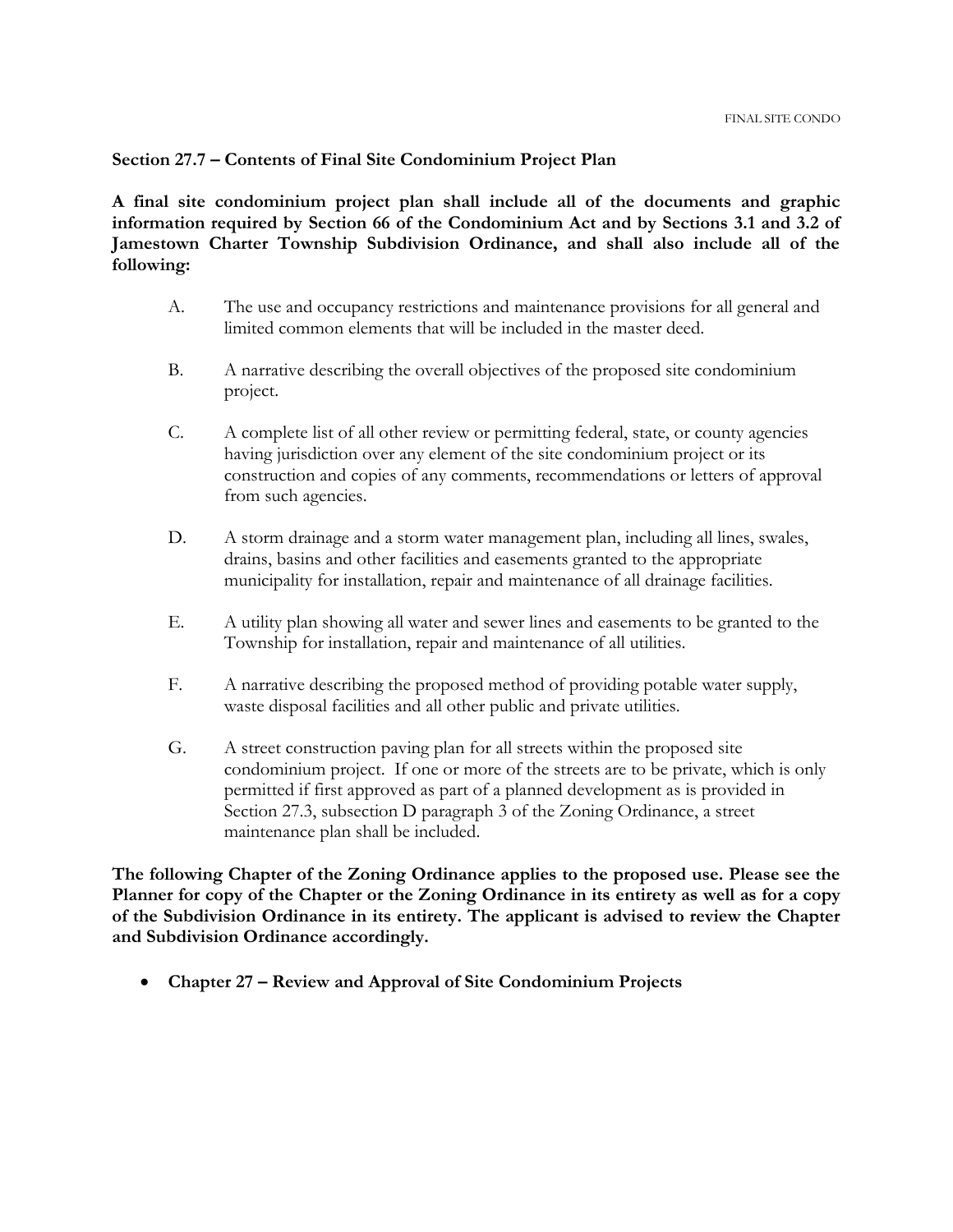### Section 27.7 – Contents of Final Site Condominium Project Plan

**A final site condominium project plan shall include all of the documents and graphic information required by Section 66 of the Condominium Act and by Sections 3.1 and 3.2 of Jamestown Charter Township Subdivision Ordinance, and shall also include all of the following:**

A. The use and occupancy restrictions and maintenance provisions for all general and limited common elements that will be included in the master deed.

B. A narrative describing the overall objectives of the proposed site condominium project.

C. A complete list of all other review or permitting federal, state, or county agencies having jurisdiction over any element of the site condominium project or its construction and copies of any comments, recommendations or letters of approval from such agencies.

D. A storm drainage and a storm water management plan, including all lines, swales, drains, basins and other facilities and easements granted to the appropriate municipality for installation, repair and maintenance of all drainage facilities.

E. A utility plan showing all water and sewer lines and easements to be granted to the Township for installation, repair and maintenance of all utilities.

F. A narrative describing the proposed method of providing potable water supply, waste disposal facilities and all other public and private utilities.

G. A street construction paving plan for all streets within the proposed site condominium project. If one or more of the streets are to be private, which is only permitted if first approved as part of a planned development as is provided in Section 27.3, subsection D paragraph 3 of the Zoning Ordinance, a street maintenance plan shall be included.

**The following Chapter of the Zoning Ordinance applies to the proposed use. Please see the Planner for copy of the Chapter or the Zoning Ordinance in its entirety as well as for a copy of the Subdivision Ordinance in its entirety. The applicant is advised to review the Chapter and Subdivision Ordinance accordingly.**

- **Chapter 27 – Review and Approval of Site Condominium Projects**